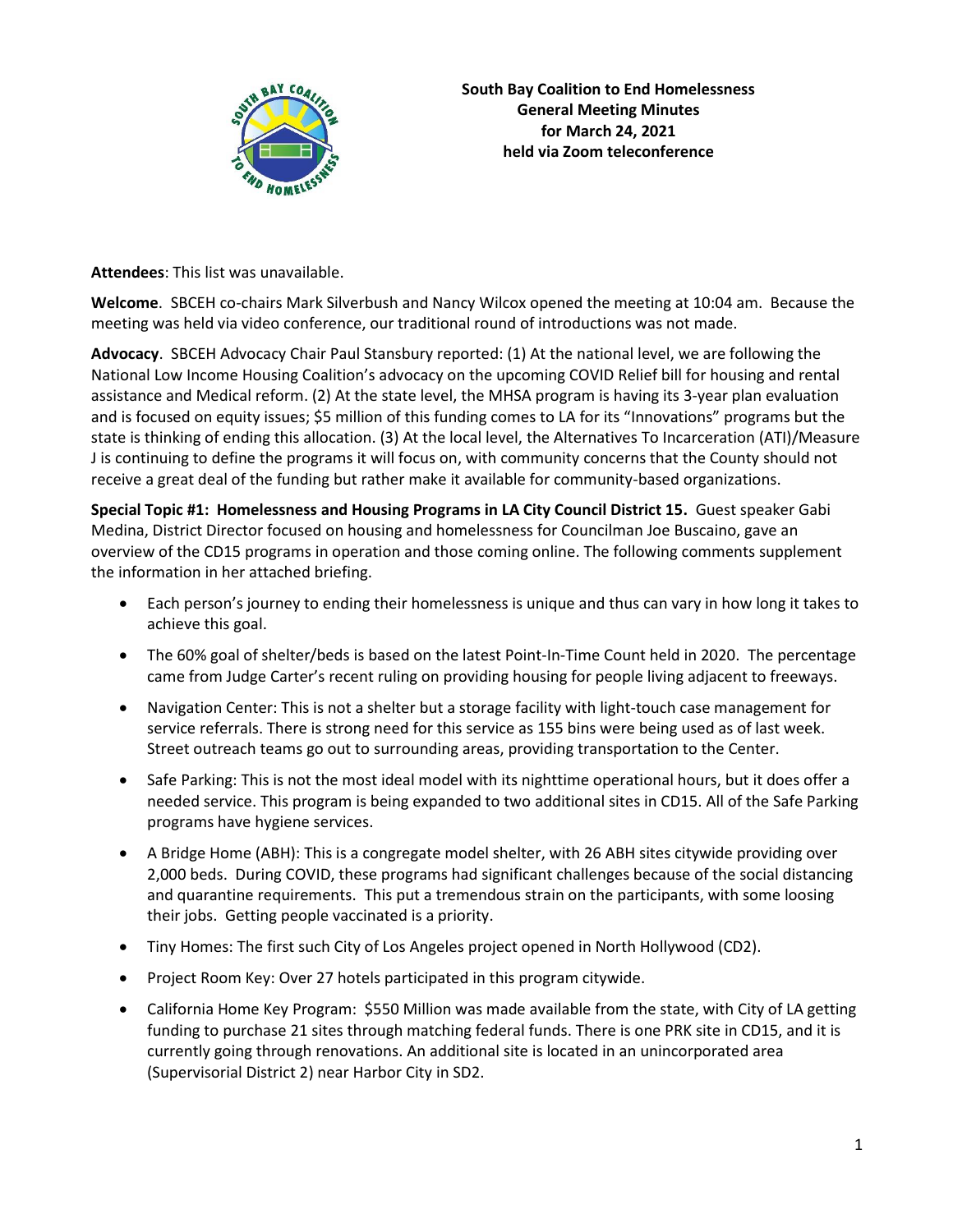**South Bay Coalition to End Homelessness**
**General Meeting Minutes**
**for March 24, 2021**
**held via Zoom teleconference**

**Attendees**: This list was unavailable.

**Welcome**. SBCEH co-chairs Mark Silverbush and Nancy Wilcox opened the meeting at 10:04 am. Because the meeting was held via video conference, our traditional round of introductions was not made.

**Advocacy**. SBCEH Advocacy Chair Paul Stansbury reported: (1) At the national level, we are following the National Low Income Housing Coalition's advocacy on the upcoming COVID Relief bill for housing and rental assistance and Medical reform. (2) At the state level, the MHSA program is having its 3-year plan evaluation and is focused on equity issues; $5 million of this funding comes to LA for its "Innovations" programs but the state is thinking of ending this allocation. (3) At the local level, the Alternatives To Incarceration (ATI)/Measure J is continuing to define the programs it will focus on, with community concerns that the County should not receive a great deal of the funding but rather make it available for community-based organizations.

**Special Topic #1: Homelessness and Housing Programs in LA City Council District 15.** Guest speaker Gabi Medina, District Director focused on housing and homelessness for Councilman Joe Buscaino, gave an overview of the CD15 programs in operation and those coming online. The following comments supplement the information in her attached briefing.

- Each person's journey to ending their homelessness is unique and thus can vary in how long it takes to achieve this goal.
- The 60% goal of shelter/beds is based on the latest Point-In-Time Count held in 2020. The percentage came from Judge Carter's recent ruling on providing housing for people living adjacent to freeways.
- Navigation Center: This is not a shelter but a storage facility with light-touch case management for service referrals. There is strong need for this service as 155 bins were being used as of last week. Street outreach teams go out to surrounding areas, providing transportation to the Center.
- Safe Parking: This is not the most ideal model with its nighttime operational hours, but it does offer a needed service. This program is being expanded to two additional sites in CD15. All of the Safe Parking programs have hygiene services.
- A Bridge Home (ABH): This is a congregate model shelter, with 26 ABH sites citywide providing over 2,000 beds. During COVID, these programs had significant challenges because of the social distancing and quarantine requirements. This put a tremendous strain on the participants, with some loosing their jobs. Getting people vaccinated is a priority.
- Tiny Homes: The first such City of Los Angeles project opened in North Hollywood (CD2).
- Project Room Key: Over 27 hotels participated in this program citywide.
- California Home Key Program: $550 Million was made available from the state, with City of LA getting funding to purchase 21 sites through matching federal funds. There is one PRK site in CD15, and it is currently going through renovations. An additional site is located in an unincorporated area (Supervisorial District 2) near Harbor City in SD2.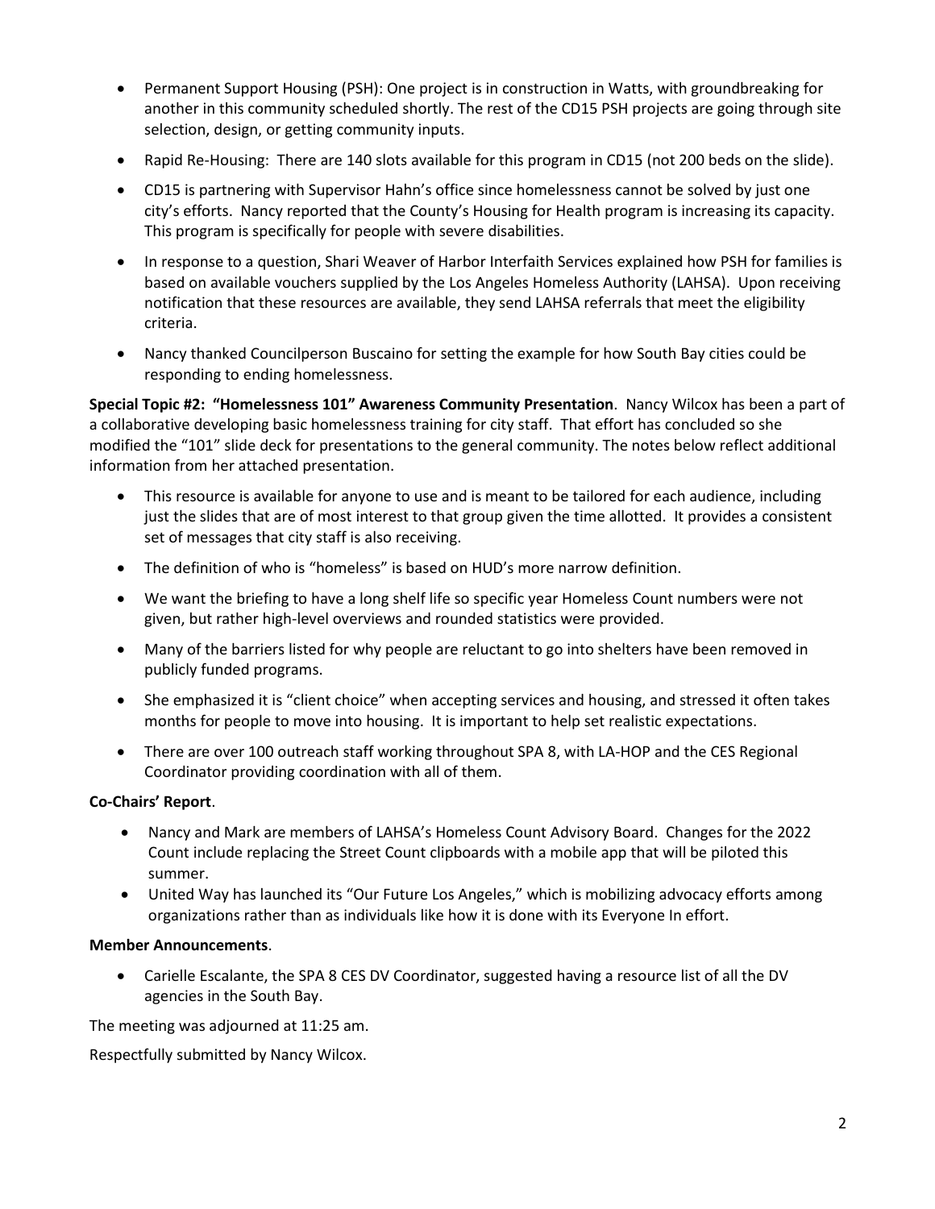- Permanent Support Housing (PSH): One project is in construction in Watts, with groundbreaking for another in this community scheduled shortly. The rest of the CD15 PSH projects are going through site selection, design, or getting community inputs.
- Rapid Re-Housing: There are 140 slots available for this program in CD15 (not 200 beds on the slide).
- CD15 is partnering with Supervisor Hahn's office since homelessness cannot be solved by just one city's efforts. Nancy reported that the County's Housing for Health program is increasing its capacity. This program is specifically for people with severe disabilities.
- In response to a question, Shari Weaver of Harbor Interfaith Services explained how PSH for families is based on available vouchers supplied by the Los Angeles Homeless Authority (LAHSA). Upon receiving notification that these resources are available, they send LAHSA referrals that meet the eligibility criteria.
- Nancy thanked Councilperson Buscaino for setting the example for how South Bay cities could be responding to ending homelessness.

**Special Topic #2: "Homelessness 101" Awareness Community Presentation**. Nancy Wilcox has been a part of a collaborative developing basic homelessness training for city staff. That effort has concluded so she modified the "101" slide deck for presentations to the general community. The notes below reflect additional information from her attached presentation.

- This resource is available for anyone to use and is meant to be tailored for each audience, including just the slides that are of most interest to that group given the time allotted. It provides a consistent set of messages that city staff is also receiving.
- The definition of who is "homeless" is based on HUD's more narrow definition.
- We want the briefing to have a long shelf life so specific year Homeless Count numbers were not given, but rather high-level overviews and rounded statistics were provided.
- Many of the barriers listed for why people are reluctant to go into shelters have been removed in publicly funded programs.
- She emphasized it is "client choice" when accepting services and housing, and stressed it often takes months for people to move into housing. It is important to help set realistic expectations.
- There are over 100 outreach staff working throughout SPA 8, with LA-HOP and the CES Regional Coordinator providing coordination with all of them.

**Co-Chairs' Report**.

- Nancy and Mark are members of LAHSA's Homeless Count Advisory Board. Changes for the 2022 Count include replacing the Street Count clipboards with a mobile app that will be piloted this summer.
- United Way has launched its "Our Future Los Angeles," which is mobilizing advocacy efforts among organizations rather than as individuals like how it is done with its Everyone In effort.

**Member Announcements**.

- Carielle Escalante, the SPA 8 CES DV Coordinator, suggested having a resource list of all the DV agencies in the South Bay.

The meeting was adjourned at 11:25 am.

Respectfully submitted by Nancy Wilcox.